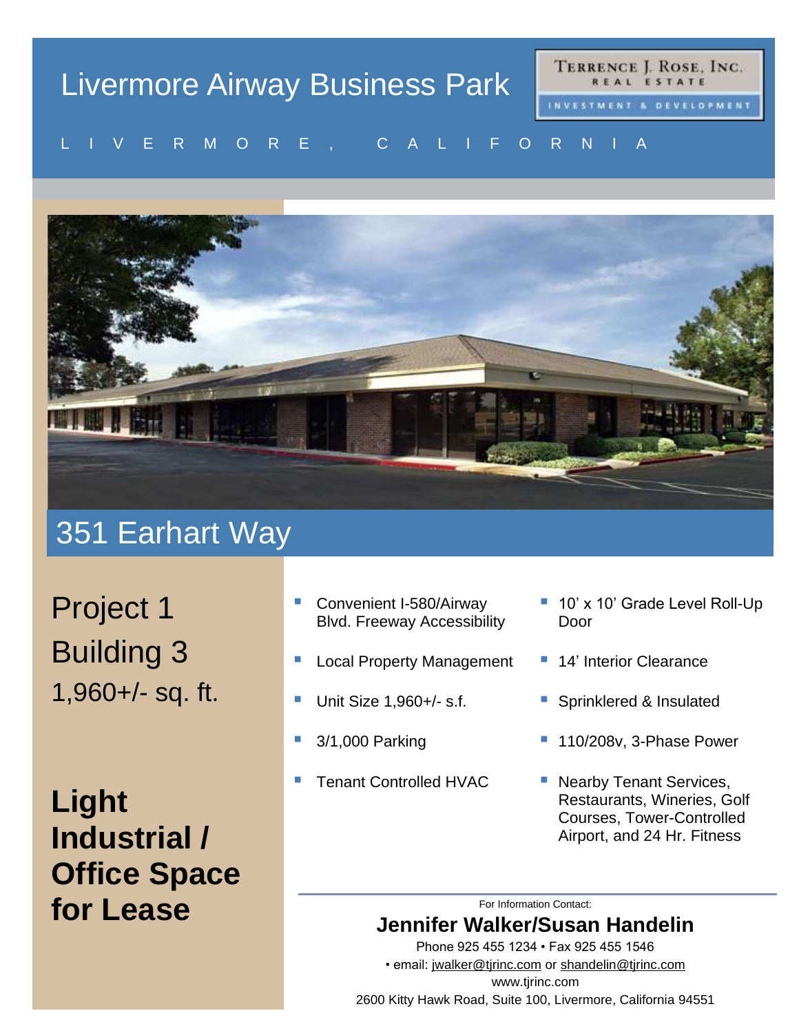# Livermore Airway Business Park

**Terrence J. Rose, Inc.**
REAL ESTATE
INVESTMENT & DEVELOPMENT

LIVERMORE, CALIFORNIA

## 351 Earhart Way

Project 1

Building 3

1,960+/- sq. ft.

**Light Industrial / Office Space for Lease**

- Convenient I-580/Airway Blvd. Freeway Accessibility
- Local Property Management
- Unit Size 1,960+/- s.f.
- 3/1,000 Parking
- Tenant Controlled HVAC
- 10' x 10' Grade Level Roll-Up Door
- 14' Interior Clearance
- Sprinklered & Insulated
- 110/208v, 3-Phase Power
- Nearby Tenant Services, Restaurants, Wineries, Golf Courses, Tower-Controlled Airport, and 24 Hr. Fitness

For Information Contact:

**Jennifer Walker/Susan Handelin**

Phone 925 455 1234 • Fax 925 455 1546

• email: jwalker@tjrinc.com or shandelin@tjrinc.com

www.tjrinc.com

2600 Kitty Hawk Road, Suite 100, Livermore, California 94551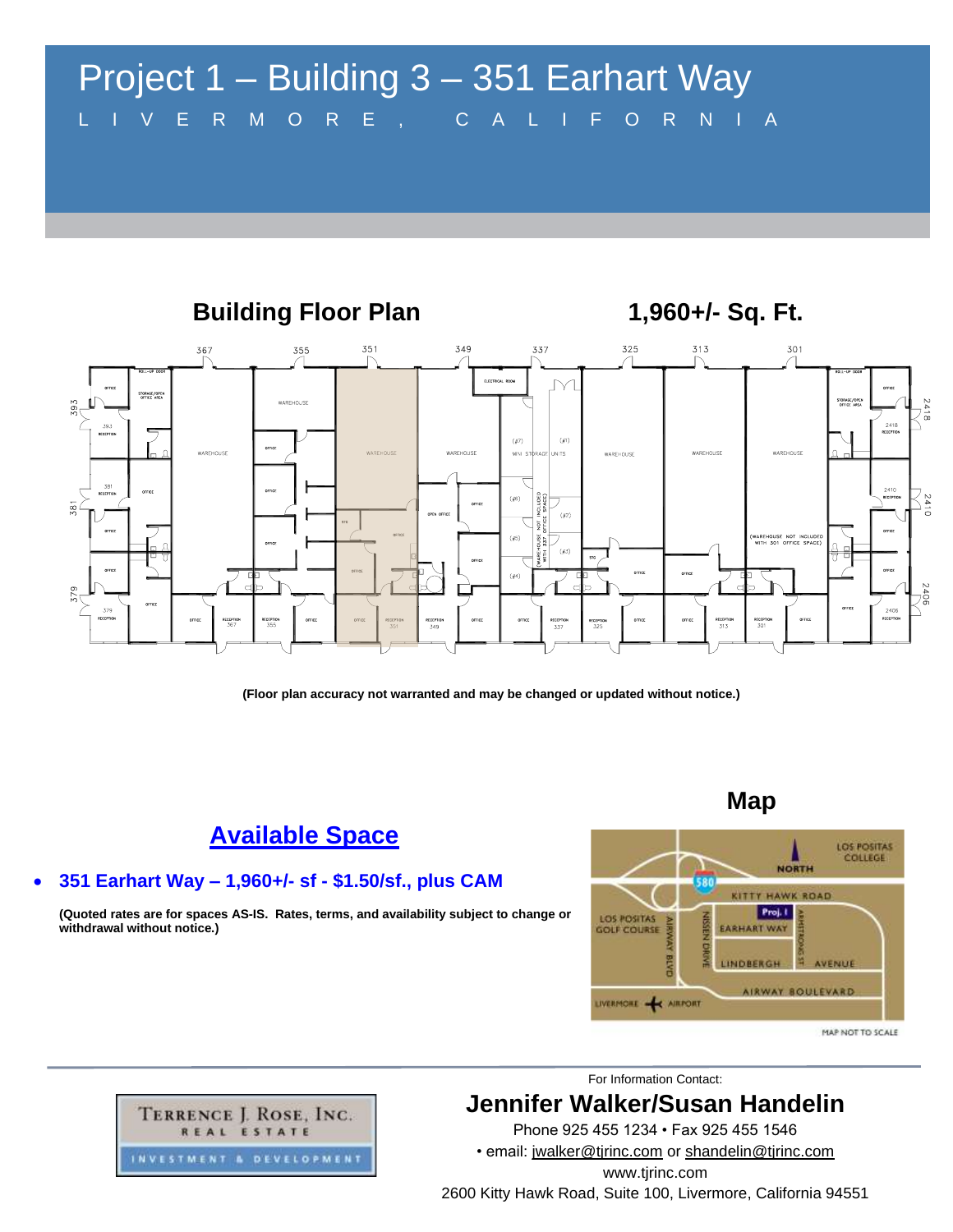# Project 1 – Building 3 – 351 Earhart Way

L I V E R M O R E ,  C A L I F O R N I A

## Building Floor Plan

## 1,960+/- Sq. Ft.

**(Floor plan accuracy not warranted and may be changed or updated without notice.)**

## Map

## Available Space

- **351 Earhart Way – 1,960+/- sf - $1.50/sf., plus CAM**

**(Quoted rates are for spaces AS-IS. Rates, terms, and availability subject to change or withdrawal without notice.)**

For Information Contact:

**Jennifer Walker/Susan Handelin**

Phone 925 455 1234 • Fax 925 455 1546

• email: jwalker@tjrinc.com or shandelin@tjrinc.com

www.tjrinc.com

2600 Kitty Hawk Road, Suite 100, Livermore, California 94551

TERRENCE J. ROSE, INC.
REAL ESTATE
INVESTMENT & DEVELOPMENT